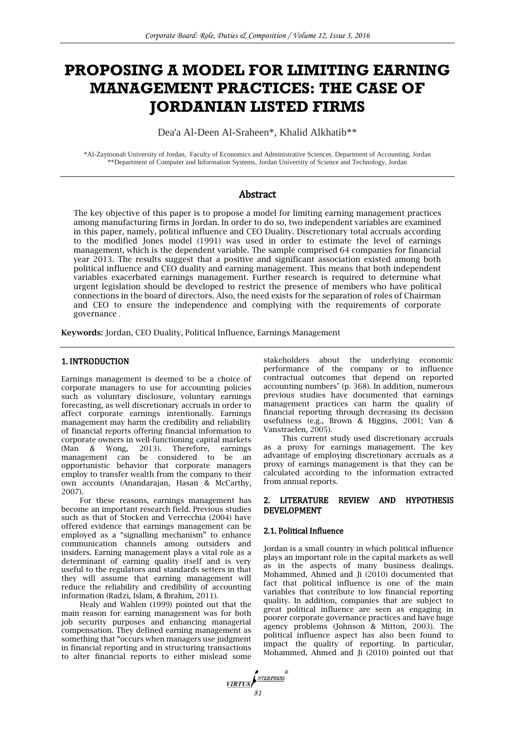# PROPOSING A MODEL FOR LIMITING EARNING MANAGEMENT PRACTICES: THE CASE OF JORDANIAN LISTED FIRMS

Dea'a Al-Deen Al-Sraheen*, Khalid Alkhatib**

*Al-Zaytoonah University of Jordan, Faculty of Economics and Administrative Sciences. Department of Accounting, Jordan
**Department of Computer and Information Systems, Jordan University of Science and Technology, Jordan

## Abstract

The key objective of this paper is to propose a model for limiting earning management practices among manufacturing firms in Jordan. In order to do so, two independent variables are examined in this paper, namely, political influence and CEO Duality. Discretionary total accruals according to the modified Jones model (1991) was used in order to estimate the level of earnings management, which is the dependent variable. The sample comprised 64 companies for financial year 2013. The results suggest that a positive and significant association existed among both political influence and CEO duality and earning management. This means that both independent variables exacerbated earnings management. Further research is required to determine what urgent legislation should be developed to restrict the presence of members who have political connections in the board of directors. Also, the need exists for the separation of roles of Chairman and CEO to ensure the independence and complying with the requirements of corporate governance .

**Keywords:** Jordan, CEO Duality, Political Influence, Earnings Management

## 1. INTRODUCTION

Earnings management is deemed to be a choice of corporate managers to use for accounting policies such as voluntary disclosure, voluntary earnings forecasting, as well discretionary accruals in order to affect corporate earnings intentionally. Earnings management may harm the credibility and reliability of financial reports offering financial information to corporate owners in well-functioning capital markets (Man & Wong, 2013). Therefore, earnings management can be considered to be an opportunistic behavior that corporate managers employ to transfer wealth from the company to their own accounts (Anandarajan, Hasan & McCarthy, 2007).

For these reasons, earnings management has become an important research field. Previous studies such as that of Stocken and Verrecchia (2004) have offered evidence that earnings management can be employed as a "signalling mechanism" to enhance communication channels among outsiders and insiders. Earning management plays a vital role as a determinant of earning quality itself and is very useful to the regulators and standards setters in that they will assume that earning management will reduce the reliability and credibility of accounting information (Radzi, Islam, & Ibrahim, 2011).

Healy and Wahlen (1999) pointed out that the main reason for earning management was for both job security purposes and enhancing managerial compensation. They defined earning management as something that "occurs when managers use judgment in financial reporting and in structuring transactions to alter financial reports to either mislead some stakeholders about the underlying economic performance of the company or to influence contractual outcomes that depend on reported accounting numbers" (p. 368). In addition, numerous previous studies have documented that earnings management practices can harm the quality of financial reporting through decreasing its decision usefulness (e.g., Brown & Higgins, 2001; Van & Vanstraelen, 2005).

This current study used discretionary accruals as a proxy for earnings management. The key advantage of employing discretionary accruals as a proxy of earnings management is that they can be calculated according to the information extracted from annual reports.

## 2. LITERATURE REVIEW AND HYPOTHESIS DEVELOPMENT

### 2.1. Political Influence

Jordan is a small country in which political influence plays an important role in the capital markets as well as in the aspects of many business dealings. Mohammed, Ahmed and Ji (2010) documented that fact that political influence is one of the main variables that contribute to low financial reporting quality. In addition, companies that are subject to great political influence are seen as engaging in poorer corporate governance practices and have huge agency problems (Johnson & Mitton, 2003). The political influence aspect has also been found to impact the quality of reporting. In particular, Mohammed, Ahmed and Ji (2010) pointed out that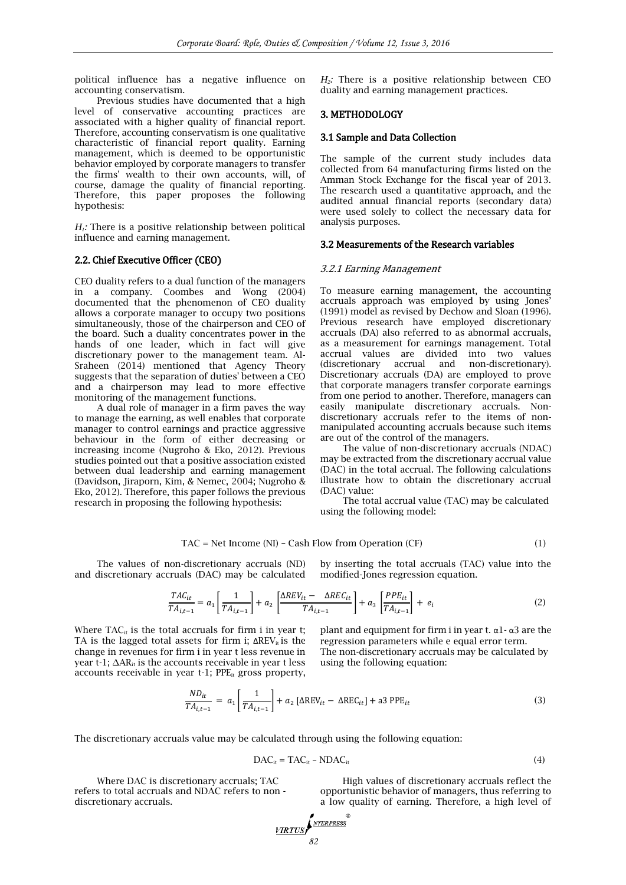political influence has a negative influence on accounting conservatism.

Previous studies have documented that a high level of conservative accounting practices are associated with a higher quality of financial report. Therefore, accounting conservatism is one qualitative characteristic of financial report quality. Earning management, which is deemed to be opportunistic behavior employed by corporate managers to transfer the firms' wealth to their own accounts, will, of course, damage the quality of financial reporting. Therefore, this paper proposes the following hypothesis:

*H₁:* There is a positive relationship between political influence and earning management.

### 2.2. Chief Executive Officer (CEO)

CEO duality refers to a dual function of the managers in a company. Coombes and Wong (2004) documented that the phenomenon of CEO duality allows a corporate manager to occupy two positions simultaneously, those of the chairperson and CEO of the board. Such a duality concentrates power in the hands of one leader, which in fact will give discretionary power to the management team. Al-Sraheen (2014) mentioned that Agency Theory suggests that the separation of duties' between a CEO and a chairperson may lead to more effective monitoring of the management functions.

A dual role of manager in a firm paves the way to manage the earning, as well enables that corporate manager to control earnings and practice aggressive behaviour in the form of either decreasing or increasing income (Nugroho & Eko, 2012). Previous studies pointed out that a positive association existed between dual leadership and earning management (Davidson, Jiraporn, Kim, & Nemec, 2004; Nugroho & Eko, 2012). Therefore, this paper follows the previous research in proposing the following hypothesis:

*H₂:* There is a positive relationship between CEO duality and earning management practices.

## 3. METHODOLOGY

### 3.1 Sample and Data Collection

The sample of the current study includes data collected from 64 manufacturing firms listed on the Amman Stock Exchange for the fiscal year of 2013. The research used a quantitative approach, and the audited annual financial reports (secondary data) were used solely to collect the necessary data for analysis purposes.

### 3.2 Measurements of the Research variables

#### *3.2.1 Earning Management*

To measure earning management, the accounting accruals approach was employed by using Jones' (1991) model as revised by Dechow and Sloan (1996). Previous research have employed discretionary accruals (DA) also referred to as abnormal accruals, as a measurement for earnings management. Total accrual values are divided into two values (discretionary accrual and non-discretionary). Discretionary accruals (DA) are employed to prove that corporate managers transfer corporate earnings from one period to another. Therefore, managers can easily manipulate discretionary accruals. Non-discretionary accruals refer to the items of non-manipulated accounting accruals because such items are out of the control of the managers.

The value of non-discretionary accruals (NDAC) may be extracted from the discretionary accrual value (DAC) in the total accrual. The following calculations illustrate how to obtain the discretionary accrual (DAC) value:

The total accrual value (TAC) may be calculated using the following model:

$$\text{TAC} = \text{Net Income (NI)} - \text{Cash Flow from Operation (CF)} \tag{1}$$

The values of non-discretionary accruals (ND) and discretionary accruals (DAC) may be calculated by inserting the total accruals (TAC) value into the modified-Jones regression equation.

$$\frac{TAC_{it}}{TA_{i,t-1}} = a_1\left[\frac{1}{TA_{i,t-1}}\right] + a_2\left[\frac{\Delta REV_{it} - \Delta REC_{it}}{TA_{i,t-1}}\right] + a_3\left[\frac{PPE_{it}}{TA_{i,t-1}}\right] + e_i \tag{2}$$

Where $TAC_{it}$ is the total accruals for firm i in year t; TA is the lagged total assets for firm i; $\Delta REV_{it}$ is the change in revenues for firm i in year t less revenue in year t-1; $\Delta AR_{it}$ is the accounts receivable in year t less accounts receivable in year t-1; $PPE_{it}$ gross property, plant and equipment for firm i in year t. α1- α3 are the regression parameters while e equal error term.
The non-discretionary accruals may be calculated by using the following equation:

$$\frac{ND_{it}}{TA_{i,t-1}} = a_1\left[\frac{1}{TA_{i,t-1}}\right] + a_2\left[\Delta \text{REV}_{it} - \Delta \text{REC}_{it}\right] + \text{a3 PPE}_{it} \tag{3}$$

The discretionary accruals value may be calculated through using the following equation:

$$\text{DAC}_{it} = \text{TAC}_{it} - \text{NDAC}_{it} \tag{4}$$

Where DAC is discretionary accruals; TAC refers to total accruals and NDAC refers to non - discretionary accruals.

High values of discretionary accruals reflect the opportunistic behavior of managers, thus referring to a low quality of earning. Therefore, a high level of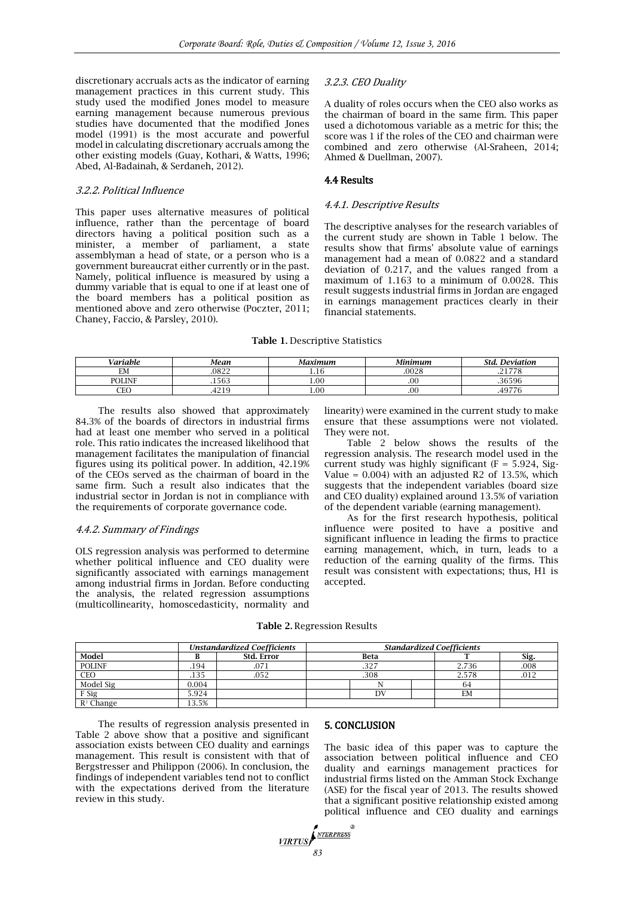discretionary accruals acts as the indicator of earning management practices in this current study. This study used the modified Jones model to measure earning management because numerous previous studies have documented that the modified Jones model (1991) is the most accurate and powerful model in calculating discretionary accruals among the other existing models (Guay, Kothari, & Watts, 1996; Abed, Al-Badainah, & Serdaneh, 2012).

### *3.2.2. Political Influence*

This paper uses alternative measures of political influence, rather than the percentage of board directors having a political position such as a minister, a member of parliament, a state assemblyman a head of state, or a person who is a government bureaucrat either currently or in the past. Namely, political influence is measured by using a dummy variable that is equal to one if at least one of the board members has a political position as mentioned above and zero otherwise (Poczter, 2011; Chaney, Faccio, & Parsley, 2010).

### *3.2.3. CEO Duality*

A duality of roles occurs when the CEO also works as the chairman of board in the same firm. This paper used a dichotomous variable as a metric for this; the score was 1 if the roles of the CEO and chairman were combined and zero otherwise (Al-Sraheen, 2014; Ahmed & Duellman, 2007).

## 4.4 Results

### *4.4.1. Descriptive Results*

The descriptive analyses for the research variables of the current study are shown in Table 1 below. The results show that firms' absolute value of earnings management had a mean of 0.0822 and a standard deviation of 0.217, and the values ranged from a maximum of 1.163 to a minimum of 0.0028. This result suggests industrial firms in Jordan are engaged in earnings management practices clearly in their financial statements.

**Table 1.** Descriptive Statistics

| *Variable* | *Mean* | *Maximum* | *Minimum* | *Std. Deviation* |
|---|---|---|---|---|
| EM | .0822 | 1.16 | .0028 | .21778 |
| POLINF | .1563 | 1.00 | .00 | .36596 |
| CEO | .4219 | 1.00 | .00 | .49776 |

The results also showed that approximately 84.3% of the boards of directors in industrial firms had at least one member who served in a political role. This ratio indicates the increased likelihood that management facilitates the manipulation of financial figures using its political power. In addition, 42.19% of the CEOs served as the chairman of board in the same firm. Such a result also indicates that the industrial sector in Jordan is not in compliance with the requirements of corporate governance code.

### *4.4.2. Summary of Findings*

OLS regression analysis was performed to determine whether political influence and CEO duality were significantly associated with earnings management among industrial firms in Jordan. Before conducting the analysis, the related regression assumptions (multicollinearity, homoscedasticity, normality and linearity) were examined in the current study to make ensure that these assumptions were not violated. They were not.

Table 2 below shows the results of the regression analysis. The research model used in the current study was highly significant (F = 5.924, Sig-Value = 0.004) with an adjusted R2 of 13.5%, which suggests that the independent variables (board size and CEO duality) explained around 13.5% of variation of the dependent variable (earning management).

As for the first research hypothesis, political influence were posited to have a positive and significant influence in leading the firms to practice earning management, which, in turn, leads to a reduction of the earning quality of the firms. This result was consistent with expectations; thus, H1 is accepted.

**Table 2.** Regression Results

| | *Unstandardized Coefficients* | | *Standardized Coefficients* | | |
|---|---|---|---|---|---|
| **Model** | **B** | **Std. Error** | **Beta** | **T** | **Sig.** |
| POLINF | .194 | .071 | .327 | 2.736 | .008 |
| CEO | .135 | .052 | .308 | 2.578 | .012 |
| Model Sig | 0.004 | | N | 64 | |
| F Sig | 5.924 | | DV | EM | |
| $R^2$ Change | 13.5% | | | | |

The results of regression analysis presented in Table 2 above show that a positive and significant association exists between CEO duality and earnings management. This result is consistent with that of Bergstresser and Philippon (2006). In conclusion, the findings of independent variables tend not to conflict with the expectations derived from the literature review in this study.

## 5. CONCLUSION

The basic idea of this paper was to capture the association between political influence and CEO duality and earnings management practices for industrial firms listed on the Amman Stock Exchange (ASE) for the fiscal year of 2013. The results showed that a significant positive relationship existed among political influence and CEO duality and earnings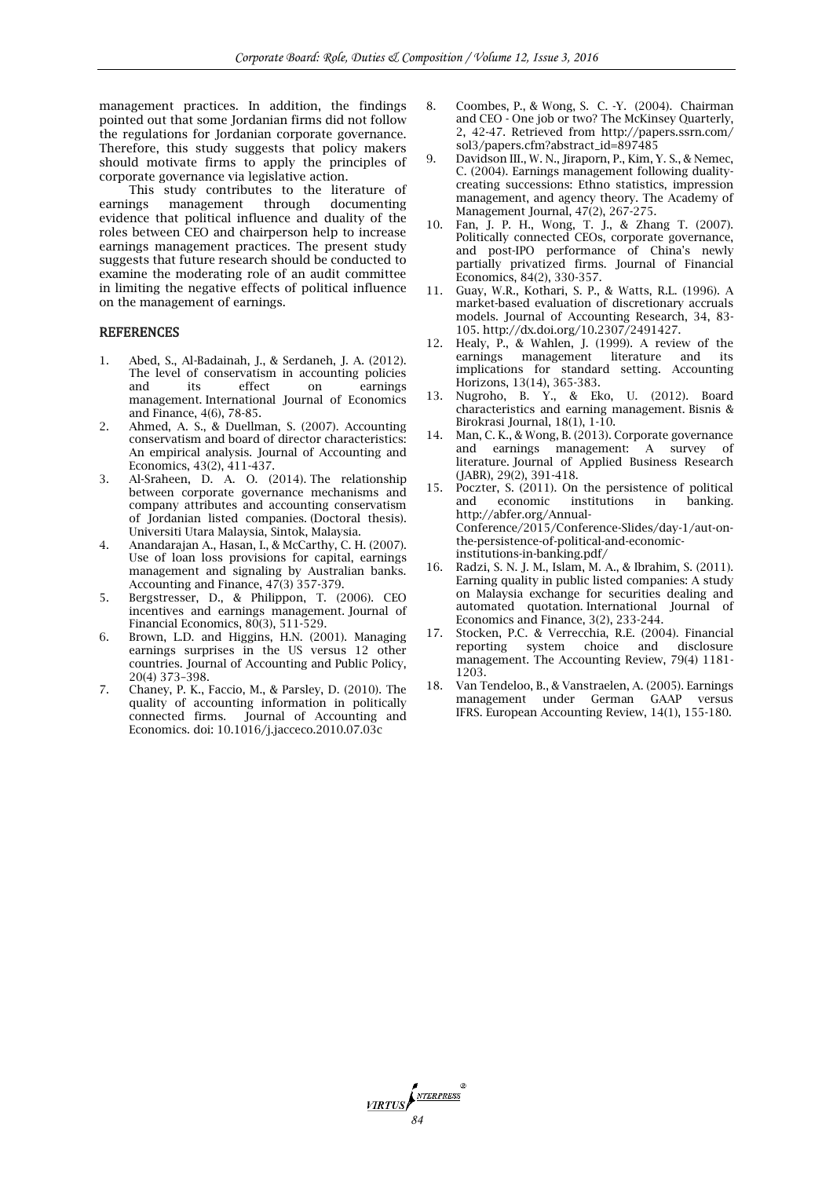management practices. In addition, the findings pointed out that some Jordanian firms did not follow the regulations for Jordanian corporate governance. Therefore, this study suggests that policy makers should motivate firms to apply the principles of corporate governance via legislative action.

This study contributes to the literature of earnings management through documenting evidence that political influence and duality of the roles between CEO and chairperson help to increase earnings management practices. The present study suggests that future research should be conducted to examine the moderating role of an audit committee in limiting the negative effects of political influence on the management of earnings.

## REFERENCES

1. Abed, S., Al-Badainah, J., & Serdaneh, J. A. (2012). The level of conservatism in accounting policies and its effect on earnings management. International Journal of Economics and Finance, 4(6), 78-85.
2. Ahmed, A. S., & Duellman, S. (2007). Accounting conservatism and board of director characteristics: An empirical analysis. Journal of Accounting and Economics, 43(2), 411-437.
3. Al-Sraheen, D. A. O. (2014). The relationship between corporate governance mechanisms and company attributes and accounting conservatism of Jordanian listed companies. (Doctoral thesis). Universiti Utara Malaysia, Sintok, Malaysia.
4. Anandarajan A., Hasan, I., & McCarthy, C. H. (2007). Use of loan loss provisions for capital, earnings management and signaling by Australian banks. Accounting and Finance, 47(3) 357-379.
5. Bergstresser, D., & Philippon, T. (2006). CEO incentives and earnings management. Journal of Financial Economics, 80(3), 511-529.
6. Brown, L.D. and Higgins, H.N. (2001). Managing earnings surprises in the US versus 12 other countries. Journal of Accounting and Public Policy, 20(4) 373–398.
7. Chaney, P. K., Faccio, M., & Parsley, D. (2010). The quality of accounting information in politically connected firms. Journal of Accounting and Economics. doi: 10.1016/j.jacceco.2010.07.03c
8. Coombes, P., & Wong, S. C. -Y. (2004). Chairman and CEO - One job or two? The McKinsey Quarterly, 2, 42-47. Retrieved from http://papers.ssrn.com/sol3/papers.cfm?abstract_id=897485
9. Davidson III., W. N., Jiraporn, P., Kim, Y. S., & Nemec, C. (2004). Earnings management following duality-creating successions: Ethno statistics, impression management, and agency theory. The Academy of Management Journal, 47(2), 267-275.
10. Fan, J. P. H., Wong, T. J., & Zhang T. (2007). Politically connected CEOs, corporate governance, and post-IPO performance of China's newly partially privatized firms. Journal of Financial Economics, 84(2), 330-357.
11. Guay, W.R., Kothari, S. P., & Watts, R.L. (1996). A market-based evaluation of discretionary accruals models. Journal of Accounting Research, 34, 83-105. http://dx.doi.org/10.2307/2491427.
12. Healy, P., & Wahlen, J. (1999). A review of the earnings management literature and its implications for standard setting. Accounting Horizons, 13(14), 365-383.
13. Nugroho, B. Y., & Eko, U. (2012). Board characteristics and earning management. Bisnis & Birokrasi Journal, 18(1), 1-10.
14. Man, C. K., & Wong, B. (2013). Corporate governance and earnings management: A survey of literature. Journal of Applied Business Research (JABR), 29(2), 391-418.
15. Poczter, S. (2011). On the persistence of political and economic institutions in banking. http://abfer.org/Annual-Conference/2015/Conference-Slides/day-1/aut-on-the-persistence-of-political-and-economic-institutions-in-banking.pdf/
16. Radzi, S. N. J. M., Islam, M. A., & Ibrahim, S. (2011). Earning quality in public listed companies: A study on Malaysia exchange for securities dealing and automated quotation. International Journal of Economics and Finance, 3(2), 233-244.
17. Stocken, P.C. & Verrecchia, R.E. (2004). Financial reporting system choice and disclosure management. The Accounting Review, 79(4) 1181-1203.
18. Van Tendeloo, B., & Vanstraelen, A. (2005). Earnings management under German GAAP versus IFRS. European Accounting Review, 14(1), 155-180.